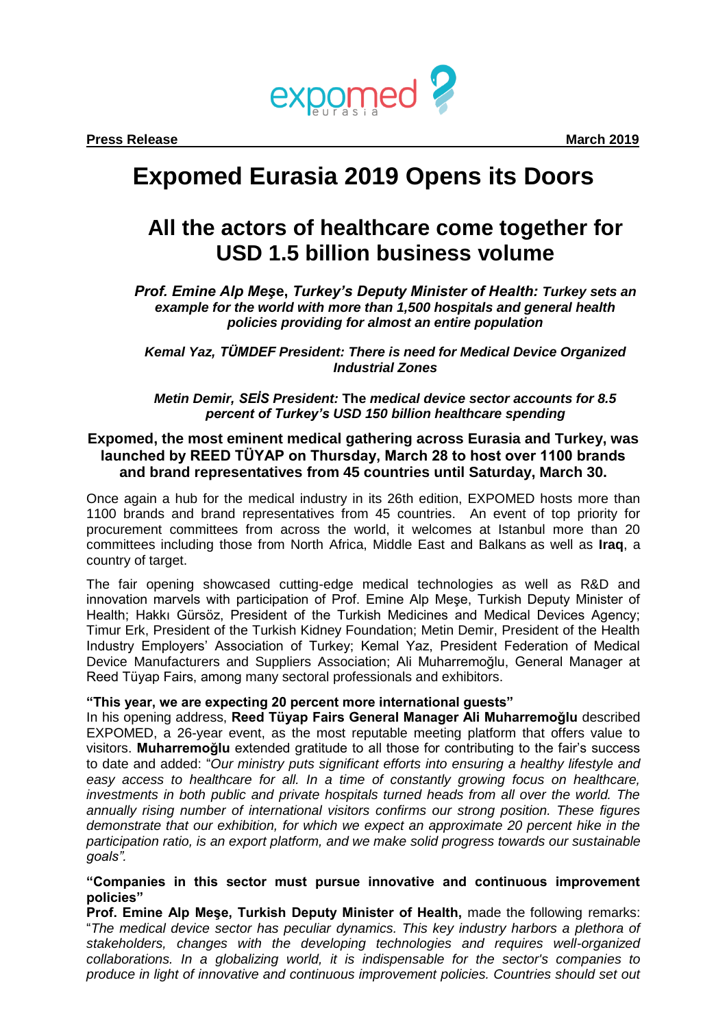**Press Release** **March 2019**

# Expomed Eurasia 2019 Opens its Doors

## All the actors of healthcare come together for USD 1.5 billion business volume

***Prof. Emine Alp Meşe, Turkey's Deputy Minister of Health: Turkey sets an example for the world with more than 1,500 hospitals and general health policies providing for almost an entire population***

***Kemal Yaz, TÜMDEF President: There is need for Medical Device Organized Industrial Zones***

***Metin Demir, SEİS President:* The *medical device sector accounts for 8.5 percent of Turkey's USD 150 billion healthcare spending***

**Expomed, the most eminent medical gathering across Eurasia and Turkey, was launched by REED TÜYAP on Thursday, March 28 to host over 1100 brands and brand representatives from 45 countries until Saturday, March 30.**

Once again a hub for the medical industry in its 26th edition, EXPOMED hosts more than 1100 brands and brand representatives from 45 countries. An event of top priority for procurement committees from across the world, it welcomes at Istanbul more than 20 committees including those from North Africa, Middle East and Balkans as well as **Iraq**, a country of target.

The fair opening showcased cutting-edge medical technologies as well as R&D and innovation marvels with participation of Prof. Emine Alp Meşe, Turkish Deputy Minister of Health; Hakkı Gürsöz, President of the Turkish Medicines and Medical Devices Agency; Timur Erk, President of the Turkish Kidney Foundation; Metin Demir, President of the Health Industry Employers' Association of Turkey; Kemal Yaz, President Federation of Medical Device Manufacturers and Suppliers Association; Ali Muharremoğlu, General Manager at Reed Tüyap Fairs, among many sectoral professionals and exhibitors.

**"This year, we are expecting 20 percent more international guests"**
In his opening address, **Reed Tüyap Fairs General Manager Ali Muharremoğlu** described EXPOMED, a 26-year event, as the most reputable meeting platform that offers value to visitors. **Muharremoğlu** extended gratitude to all those for contributing to the fair's success to date and added: "*Our ministry puts significant efforts into ensuring a healthy lifestyle and easy access to healthcare for all. In a time of constantly growing focus on healthcare, investments in both public and private hospitals turned heads from all over the world. The annually rising number of international visitors confirms our strong position. These figures demonstrate that our exhibition, for which we expect an approximate 20 percent hike in the participation ratio, is an export platform, and we make solid progress towards our sustainable goals".*

**"Companies in this sector must pursue innovative and continuous improvement policies"**
**Prof. Emine Alp Meşe, Turkish Deputy Minister of Health,** made the following remarks: "*The medical device sector has peculiar dynamics. This key industry harbors a plethora of stakeholders, changes with the developing technologies and requires well-organized collaborations. In a globalizing world, it is indispensable for the sector's companies to produce in light of innovative and continuous improvement policies. Countries should set out*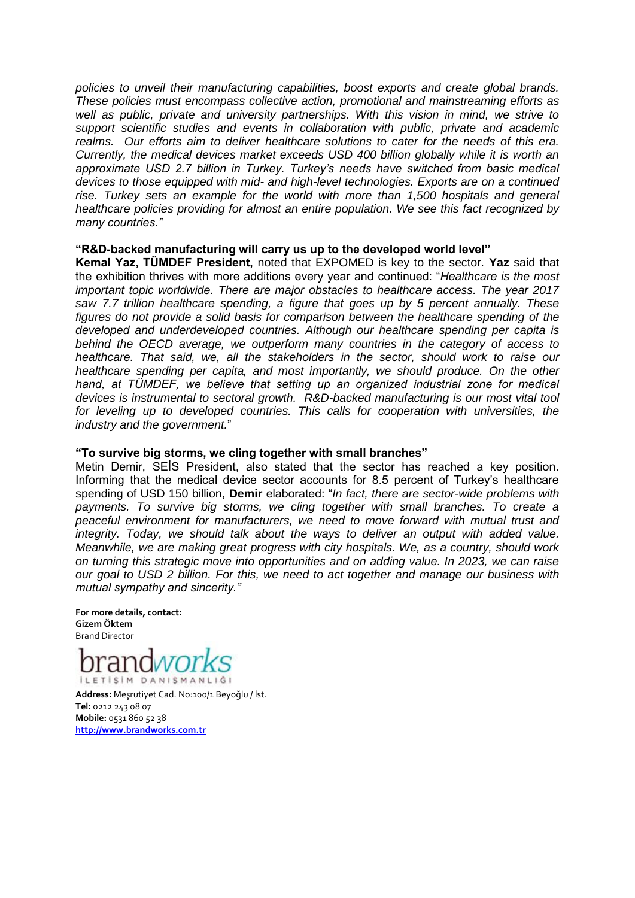*policies to unveil their manufacturing capabilities, boost exports and create global brands. These policies must encompass collective action, promotional and mainstreaming efforts as well as public, private and university partnerships. With this vision in mind, we strive to support scientific studies and events in collaboration with public, private and academic realms. Our efforts aim to deliver healthcare solutions to cater for the needs of this era. Currently, the medical devices market exceeds USD 400 billion globally while it is worth an approximate USD 2.7 billion in Turkey. Turkey's needs have switched from basic medical devices to those equipped with mid- and high-level technologies. Exports are on a continued rise. Turkey sets an example for the world with more than 1,500 hospitals and general healthcare policies providing for almost an entire population. We see this fact recognized by many countries."*

**"R&D-backed manufacturing will carry us up to the developed world level"**

**Kemal Yaz, TÜMDEF President,** noted that EXPOMED is key to the sector. **Yaz** said that the exhibition thrives with more additions every year and continued: "*Healthcare is the most important topic worldwide. There are major obstacles to healthcare access. The year 2017 saw 7.7 trillion healthcare spending, a figure that goes up by 5 percent annually. These figures do not provide a solid basis for comparison between the healthcare spending of the developed and underdeveloped countries. Although our healthcare spending per capita is behind the OECD average, we outperform many countries in the category of access to healthcare. That said, we, all the stakeholders in the sector, should work to raise our healthcare spending per capita, and most importantly, we should produce. On the other hand, at TÜMDEF, we believe that setting up an organized industrial zone for medical devices is instrumental to sectoral growth. R&D-backed manufacturing is our most vital tool for leveling up to developed countries. This calls for cooperation with universities, the industry and the government.*"

**"To survive big storms, we cling together with small branches"**

Metin Demir, SEİS President, also stated that the sector has reached a key position. Informing that the medical device sector accounts for 8.5 percent of Turkey's healthcare spending of USD 150 billion, **Demir** elaborated: "*In fact, there are sector-wide problems with payments. To survive big storms, we cling together with small branches. To create a peaceful environment for manufacturers, we need to move forward with mutual trust and integrity. Today, we should talk about the ways to deliver an output with added value. Meanwhile, we are making great progress with city hospitals. We, as a country, should work on turning this strategic move into opportunities and on adding value. In 2023, we can raise our goal to USD 2 billion. For this, we need to act together and manage our business with mutual sympathy and sincerity."*

**For more details, contact:**
**Gizem Öktem**
Brand Director

brand*works*
İLETİŞİM DANIŞMANLIĞI

**Address:** Meşrutiyet Cad. No:100/1 Beyoğlu / İst.
**Tel:** 0212 243 08 07
**Mobile:** 0531 860 52 38
http://www.brandworks.com.tr